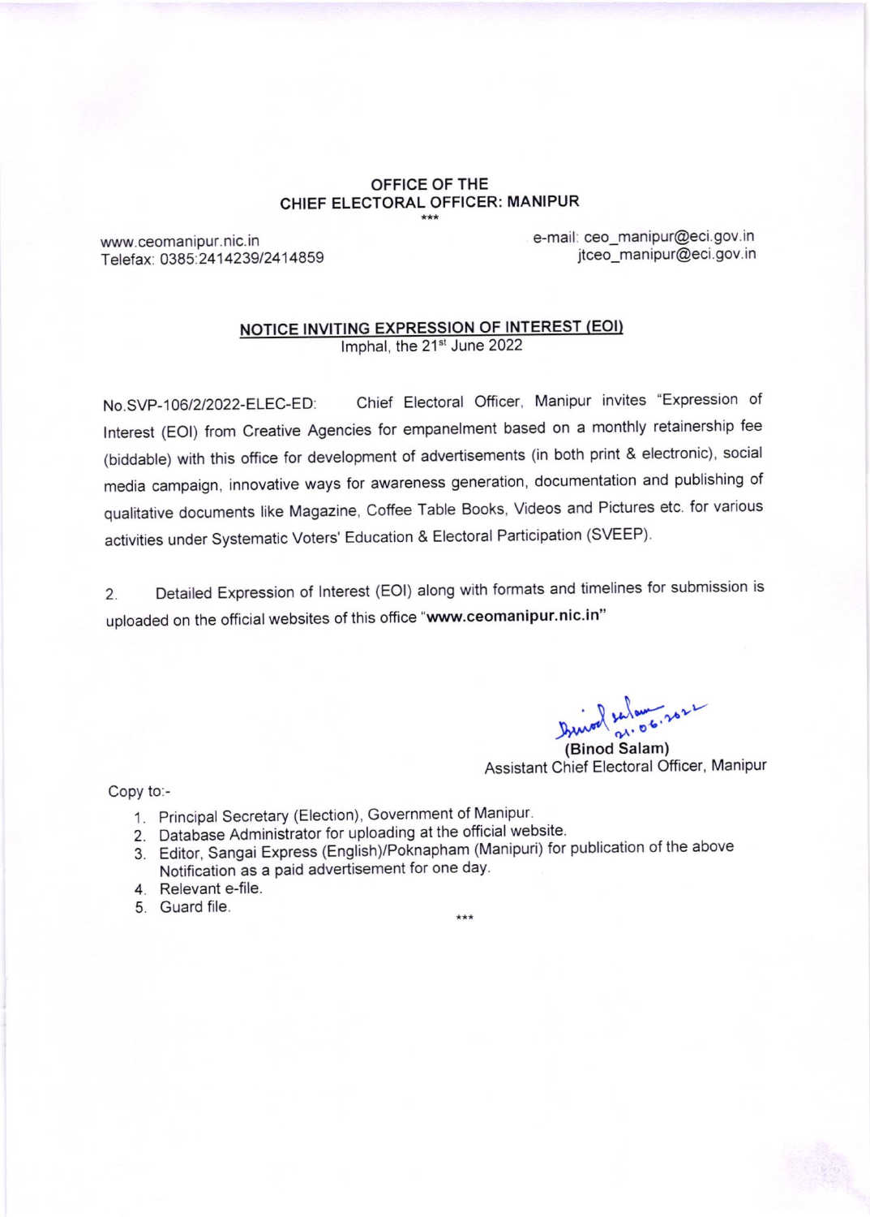**OFFICE OF THE**
**CHIEF ELECTORAL OFFICER: MANIPUR**

\*\*\*

www.ceomanipur.nic.in
Telefax: 0385:2414239/2414859

e-mail: ceo_manipur@eci.gov.in
jtceo_manipur@eci.gov.in

## NOTICE INVITING EXPRESSION OF INTEREST (EOI)

Imphal, the 21st June 2022

No.SVP-106/2/2022-ELEC-ED: Chief Electoral Officer, Manipur invites "Expression of Interest (EOI) from Creative Agencies for empanelment based on a monthly retainership fee (biddable) with this office for development of advertisements (in both print & electronic), social media campaign, innovative ways for awareness generation, documentation and publishing of qualitative documents like Magazine, Coffee Table Books, Videos and Pictures etc. for various activities under Systematic Voters' Education & Electoral Participation (SVEEP).

2. Detailed Expression of Interest (EOI) along with formats and timelines for submission is uploaded on the official websites of this office "**www.ceomanipur.nic.in**"

Binod Salam
21.06.2022

**(Binod Salam)**
Assistant Chief Electoral Officer, Manipur

Copy to:-

1. Principal Secretary (Election), Government of Manipur.
2. Database Administrator for uploading at the official website.
3. Editor, Sangai Express (English)/Poknapham (Manipuri) for publication of the above Notification as a paid advertisement for one day.
4. Relevant e-file.
5. Guard file.

\*\*\*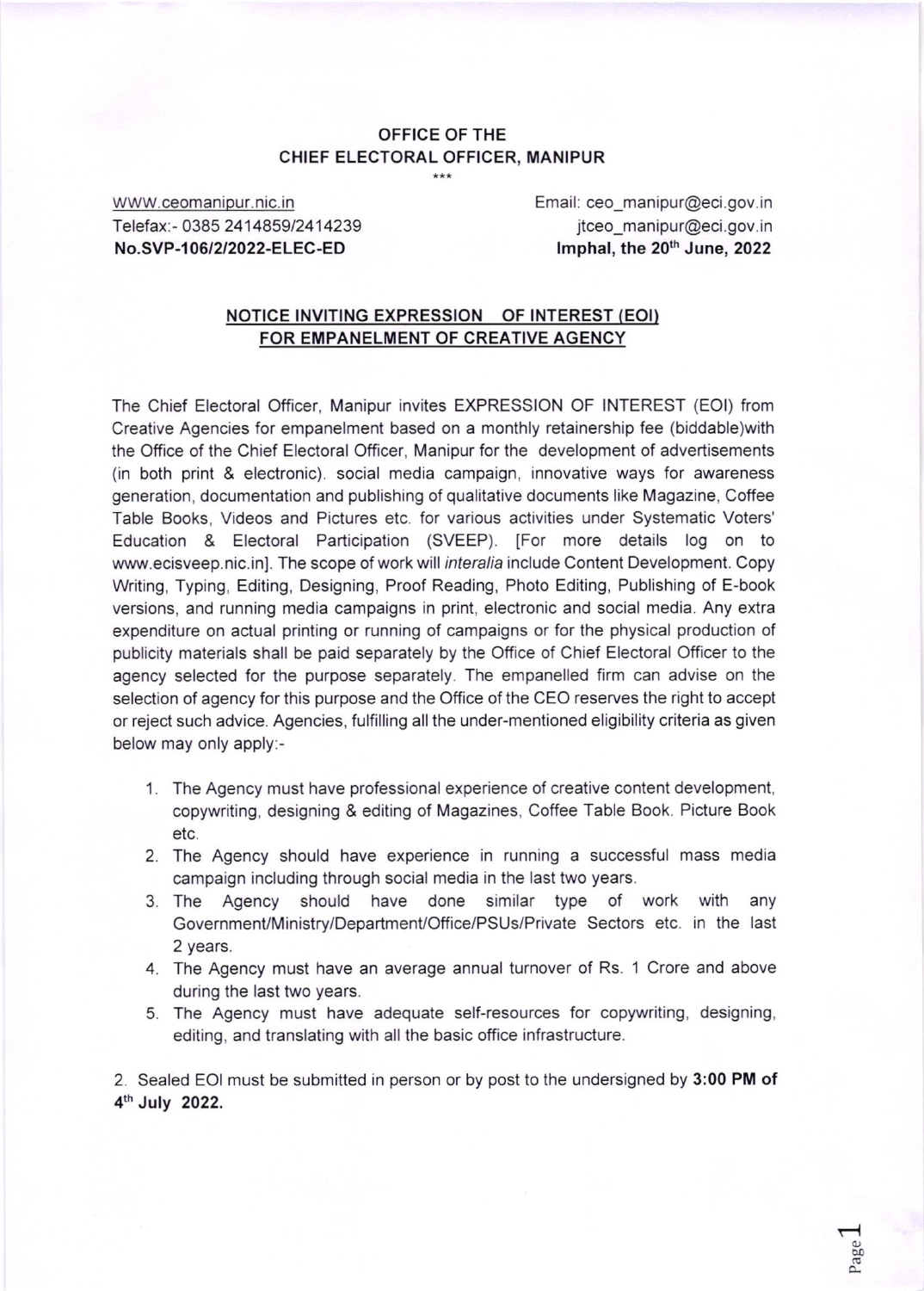**OFFICE OF THE**
**CHIEF ELECTORAL OFFICER, MANIPUR**

\*\*\*

WWW.ceomanipur.nic.in
Telefax:- 0385 2414859/2414239
**No.SVP-106/2/2022-ELEC-ED**

Email: ceo_manipur@eci.gov.in
jtceo_manipur@eci.gov.in
**Imphal, the 20th June, 2022**

## NOTICE INVITING EXPRESSION OF INTEREST (EOI) FOR EMPANELMENT OF CREATIVE AGENCY

The Chief Electoral Officer, Manipur invites EXPRESSION OF INTEREST (EOI) from Creative Agencies for empanelment based on a monthly retainership fee (biddable)with the Office of the Chief Electoral Officer, Manipur for the development of advertisements (in both print & electronic). social media campaign, innovative ways for awareness generation, documentation and publishing of qualitative documents like Magazine, Coffee Table Books, Videos and Pictures etc. for various activities under Systematic Voters' Education & Electoral Participation (SVEEP). [For more details log on to www.ecisveep.nic.in]. The scope of work will *interalia* include Content Development. Copy Writing, Typing, Editing, Designing, Proof Reading, Photo Editing, Publishing of E-book versions, and running media campaigns in print, electronic and social media. Any extra expenditure on actual printing or running of campaigns or for the physical production of publicity materials shall be paid separately by the Office of Chief Electoral Officer to the agency selected for the purpose separately. The empanelled firm can advise on the selection of agency for this purpose and the Office of the CEO reserves the right to accept or reject such advice. Agencies, fulfilling all the under-mentioned eligibility criteria as given below may only apply:-

1. The Agency must have professional experience of creative content development, copywriting, designing & editing of Magazines, Coffee Table Book. Picture Book etc.
2. The Agency should have experience in running a successful mass media campaign including through social media in the last two years.
3. The Agency should have done similar type of work with any Government/Ministry/Department/Office/PSUs/Private Sectors etc. in the last 2 years.
4. The Agency must have an average annual turnover of Rs. 1 Crore and above during the last two years.
5. The Agency must have adequate self-resources for copywriting, designing, editing, and translating with all the basic office infrastructure.

2. Sealed EOI must be submitted in person or by post to the undersigned by **3:00 PM of 4th July 2022.**